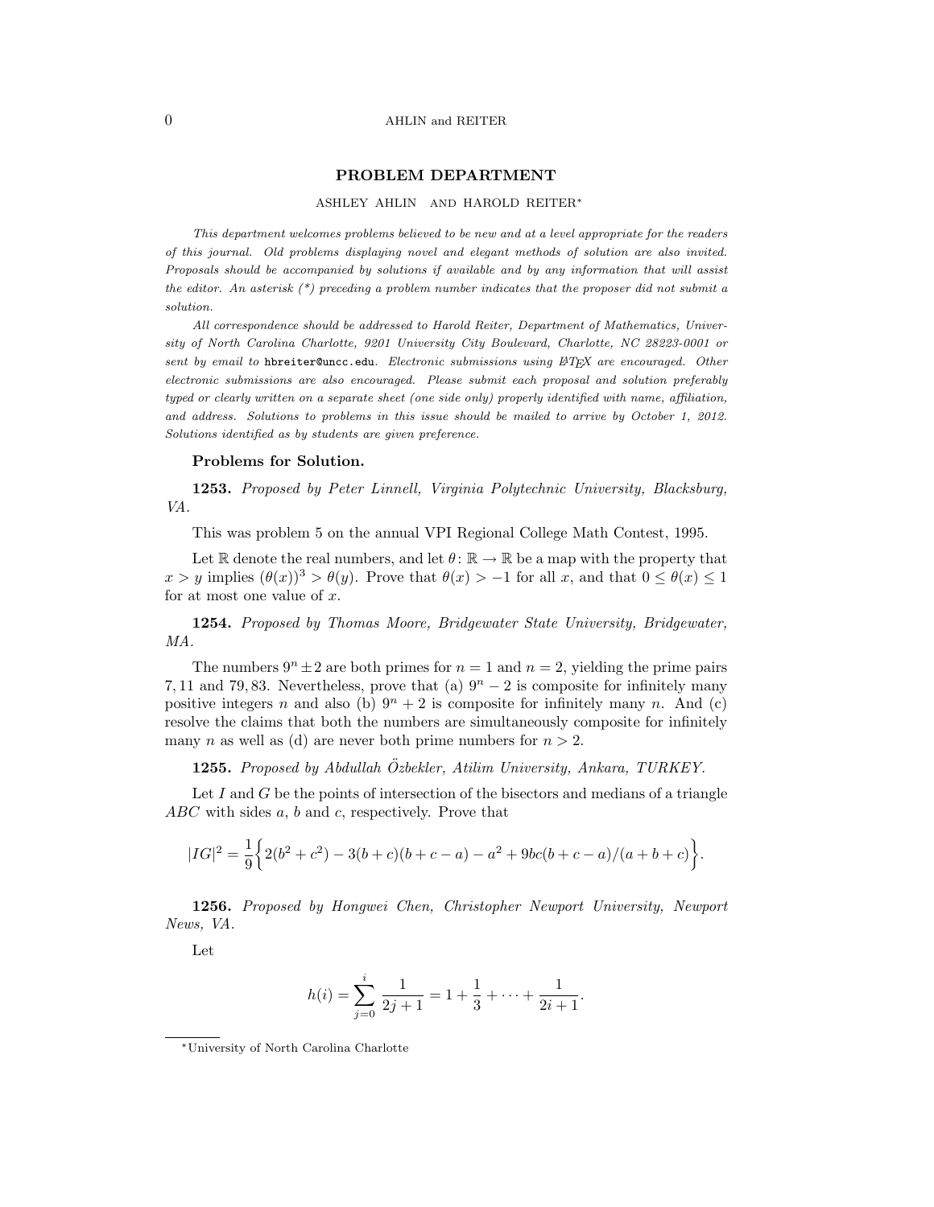## PROBLEM DEPARTMENT

ASHLEY AHLIN AND HAROLD REITER*

*This department welcomes problems believed to be new and at a level appropriate for the readers of this journal. Old problems displaying novel and elegant methods of solution are also invited. Proposals should be accompanied by solutions if available and by any information that will assist the editor. An asterisk (*) preceding a problem number indicates that the proposer did not submit a solution.*

*All correspondence should be addressed to Harold Reiter, Department of Mathematics, University of North Carolina Charlotte, 9201 University City Boulevard, Charlotte, NC 28223-0001 or sent by email to* hbreiter@uncc.edu. *Electronic submissions using LaTeX are encouraged. Other electronic submissions are also encouraged. Please submit each proposal and solution preferably typed or clearly written on a separate sheet (one side only) properly identified with name, affiliation, and address. Solutions to problems in this issue should be mailed to arrive by October 1, 2012. Solutions identified as by students are given preference.*

### Problems for Solution.

**1253.** *Proposed by Peter Linnell, Virginia Polytechnic University, Blacksburg, VA.*

This was problem 5 on the annual VPI Regional College Math Contest, 1995.

Let $\mathbb{R}$ denote the real numbers, and let $\theta\colon \mathbb{R} \to \mathbb{R}$ be a map with the property that $x > y$ implies $(\theta(x))^3 > \theta(y)$. Prove that $\theta(x) > -1$ for all $x$, and that $0 \le \theta(x) \le 1$ for at most one value of $x$.

**1254.** *Proposed by Thomas Moore, Bridgewater State University, Bridgewater, MA.*

The numbers $9^n \pm 2$ are both primes for $n = 1$ and $n = 2$, yielding the prime pairs $7, 11$ and $79, 83$. Nevertheless, prove that (a) $9^n - 2$ is composite for infinitely many positive integers $n$ and also (b) $9^n + 2$ is composite for infinitely many $n$. And (c) resolve the claims that both the numbers are simultaneously composite for infinitely many $n$ as well as (d) are never both prime numbers for $n > 2$.

**1255.** *Proposed by Abdullah Özbekler, Atilim University, Ankara, TURKEY.*

Let $I$ and $G$ be the points of intersection of the bisectors and medians of a triangle $ABC$ with sides $a$, $b$ and $c$, respectively. Prove that

$$|IG|^2 = \frac{1}{9}\Big\{2(b^2+c^2) - 3(b+c)(b+c-a) - a^2 + 9bc(b+c-a)/(a+b+c)\Big\}.$$

**1256.** *Proposed by Hongwei Chen, Christopher Newport University, Newport News, VA.*

Let

$$h(i) = \sum_{j=0}^{i} \frac{1}{2j+1} = 1 + \frac{1}{3} + \cdots + \frac{1}{2i+1}.$$

*University of North Carolina Charlotte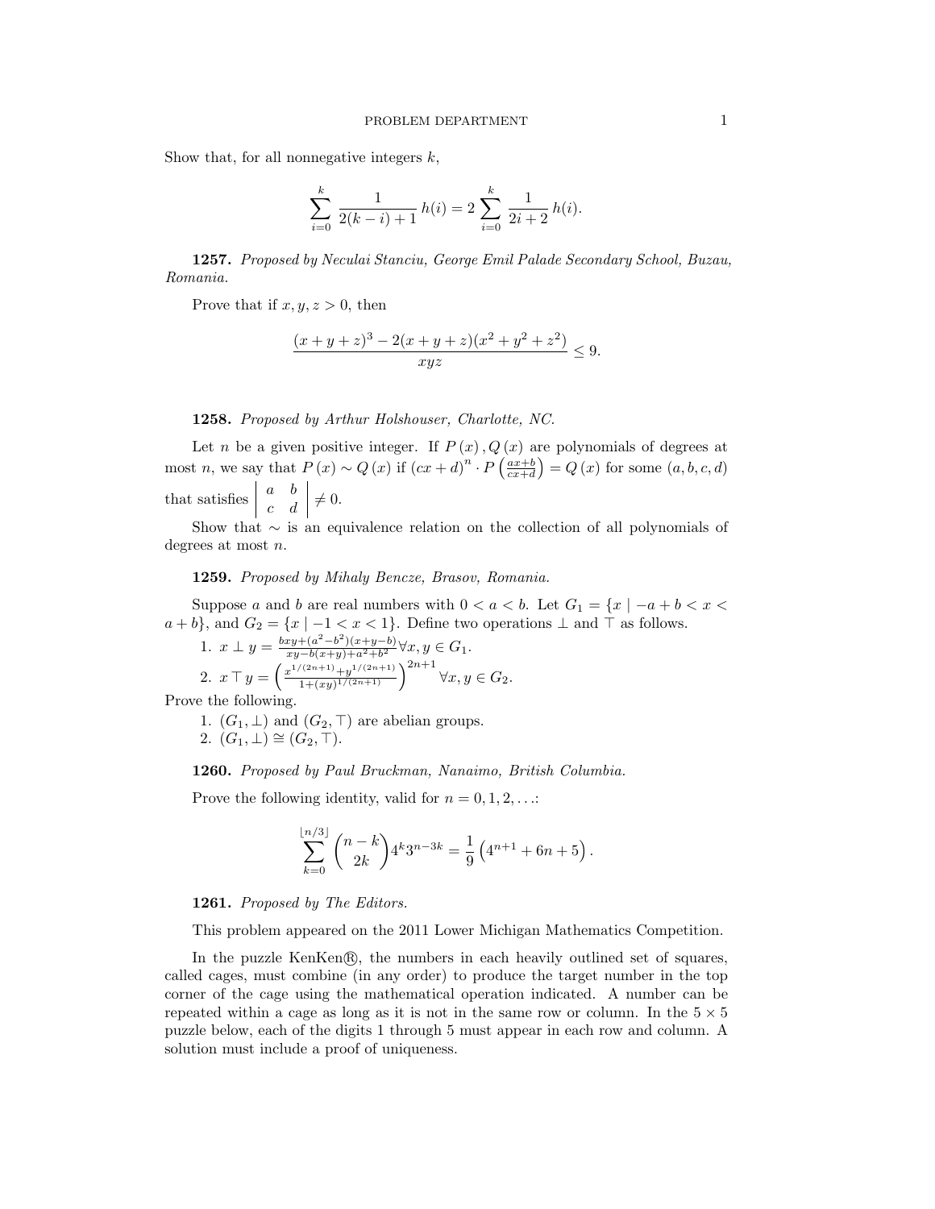Show that, for all nonnegative integers $k$,

$$\sum_{i=0}^{k} \frac{1}{2(k-i)+1}\, h(i) = 2\sum_{i=0}^{k} \frac{1}{2i+2}\, h(i).$$

**1257.** *Proposed by Neculai Stanciu, George Emil Palade Secondary School, Buzau, Romania.*

Prove that if $x, y, z > 0$, then

$$\frac{(x+y+z)^3 - 2(x+y+z)(x^2+y^2+z^2)}{xyz} \le 9.$$

**1258.** *Proposed by Arthur Holshouser, Charlotte, NC.*

Let $n$ be a given positive integer. If $P(x), Q(x)$ are polynomials of degrees at most $n$, we say that $P(x) \sim Q(x)$ if $(cx+d)^n \cdot P\left(\frac{ax+b}{cx+d}\right) = Q(x)$ for some $(a,b,c,d)$ that satisfies $\begin{vmatrix} a & b \\ c & d \end{vmatrix} \neq 0$.

Show that $\sim$ is an equivalence relation on the collection of all polynomials of degrees at most $n$.

**1259.** *Proposed by Mihaly Bencze, Brasov, Romania.*

Suppose $a$ and $b$ are real numbers with $0 < a < b$. Let $G_1 = \{x \mid -a+b < x < a+b\}$, and $G_2 = \{x \mid -1 < x < 1\}$. Define two operations $\perp$ and $\top$ as follows.

1. $x \perp y = \frac{bxy + (a^2-b^2)(x+y-b)}{xy - b(x+y) + a^2 + b^2} \forall x, y \in G_1$.
2. $x \top y = \left(\frac{x^{1/(2n+1)} + y^{1/(2n+1)}}{1 + (xy)^{1/(2n+1)}}\right)^{2n+1} \forall x, y \in G_2$.

Prove the following.

1. $(G_1, \perp)$ and $(G_2, \top)$ are abelian groups.
2. $(G_1, \perp) \cong (G_2, \top)$.

**1260.** *Proposed by Paul Bruckman, Nanaimo, British Columbia.*

Prove the following identity, valid for $n = 0, 1, 2, \ldots$:

$$\sum_{k=0}^{\lfloor n/3 \rfloor} \binom{n-k}{2k} 4^k 3^{n-3k} = \frac{1}{9}\left(4^{n+1} + 6n + 5\right).$$

**1261.** *Proposed by The Editors.*

This problem appeared on the 2011 Lower Michigan Mathematics Competition.

In the puzzle KenKen®, the numbers in each heavily outlined set of squares, called cages, must combine (in any order) to produce the target number in the top corner of the cage using the mathematical operation indicated. A number can be repeated within a cage as long as it is not in the same row or column. In the $5 \times 5$ puzzle below, each of the digits 1 through 5 must appear in each row and column. A solution must include a proof of uniqueness.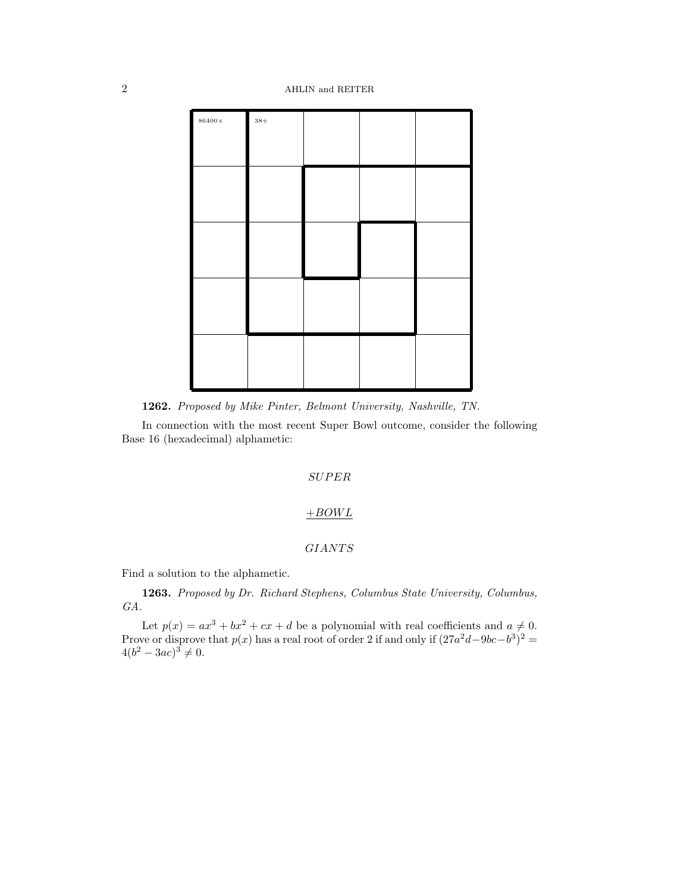| | | | | |
|---|---|---|---|---|
| 86400× | 38+ | | | |
| | | | | |
| | | | | |
| | | | | |
| | | | | |

**1262.** *Proposed by Mike Pinter, Belmont University, Nashville, TN.*

In connection with the most recent Super Bowl outcome, consider the following Base 16 (hexadecimal) alphametic:

$$\begin{array}{r} SUPER \\ \underline{+BOWL} \\ GIANTS \end{array}$$

Find a solution to the alphametic.

**1263.** *Proposed by Dr. Richard Stephens, Columbus State University, Columbus, GA.*

Let $p(x) = ax^3 + bx^2 + cx + d$ be a polynomial with real coefficients and $a \neq 0$. Prove or disprove that $p(x)$ has a real root of order 2 if and only if $(27a^2d - 9bc - b^3)^2 = 4(b^2 - 3ac)^3 \neq 0$.